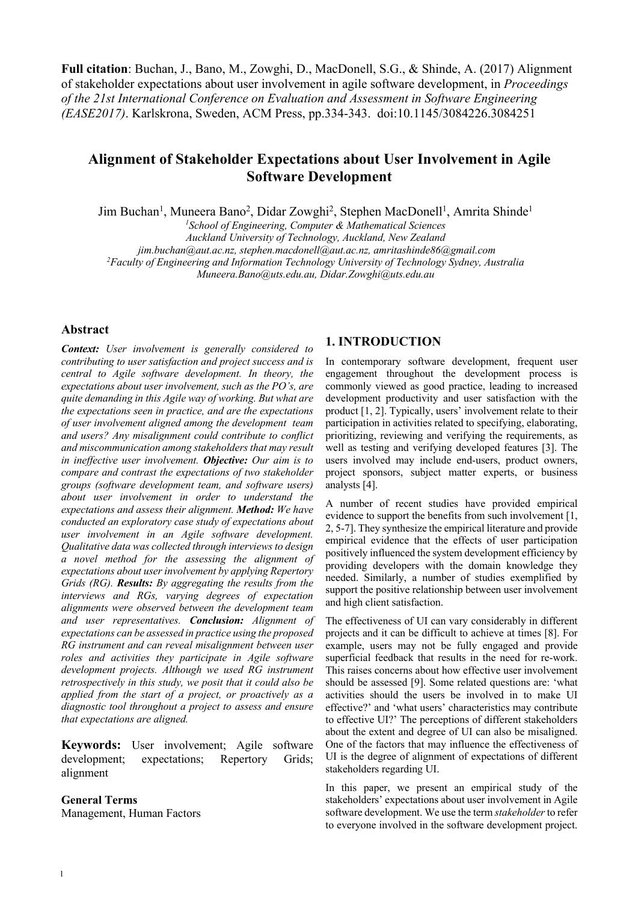**Full citation**: Buchan, J., Bano, M., Zowghi, D., MacDonell, S.G., & Shinde, A. (2017) Alignment of stakeholder expectations about user involvement in agile software development, in *Proceedings of the 21st International Conference on Evaluation and Assessment in Software Engineering (EASE2017)*. Karlskrona, Sweden, ACM Press, pp.334-343. doi:10.1145/3084226.3084251

# Alignment of Stakeholder Expectations about User Involvement in Agile Software Development

Jim Buchan[1], Muneera Bano[2], Didar Zowghi[2], Stephen MacDonell[1], Amrita Shinde[1]

[1]*School of Engineering, Computer & Mathematical Sciences*
*Auckland University of Technology, Auckland, New Zealand*
*jim.buchan@aut.ac.nz, stephen.macdonell@aut.ac.nz, amritashinde86@gmail.com*
[2]*Faculty of Engineering and Information Technology University of Technology Sydney, Australia*
*Muneera.Bano@uts.edu.au, Didar.Zowghi@uts.edu.au*

## Abstract

***Context:*** *User involvement is generally considered to contributing to user satisfaction and project success and is central to Agile software development. In theory, the expectations about user involvement, such as the PO's, are quite demanding in this Agile way of working. But what are the expectations seen in practice, and are the expectations of user involvement aligned among the development team and users? Any misalignment could contribute to conflict and miscommunication among stakeholders that may result in ineffective user involvement.* ***Objective:*** *Our aim is to compare and contrast the expectations of two stakeholder groups (software development team, and software users) about user involvement in order to understand the expectations and assess their alignment.* ***Method:*** *We have conducted an exploratory case study of expectations about user involvement in an Agile software development. Qualitative data was collected through interviews to design a novel method for the assessing the alignment of expectations about user involvement by applying Repertory Grids (RG).* ***Results:*** *By aggregating the results from the interviews and RGs, varying degrees of expectation alignments were observed between the development team and user representatives.* ***Conclusion:*** *Alignment of expectations can be assessed in practice using the proposed RG instrument and can reveal misalignment between user roles and activities they participate in Agile software development projects. Although we used RG instrument retrospectively in this study, we posit that it could also be applied from the start of a project, or proactively as a diagnostic tool throughout a project to assess and ensure that expectations are aligned.*

**Keywords:** User involvement; Agile software development; expectations; Repertory Grids; alignment

**General Terms**
Management, Human Factors

## 1. INTRODUCTION

In contemporary software development, frequent user engagement throughout the development process is commonly viewed as good practice, leading to increased development productivity and user satisfaction with the product [1, 2]. Typically, users' involvement relate to their participation in activities related to specifying, elaborating, prioritizing, reviewing and verifying the requirements, as well as testing and verifying developed features [3]. The users involved may include end-users, product owners, project sponsors, subject matter experts, or business analysts [4].

A number of recent studies have provided empirical evidence to support the benefits from such involvement [1, 2, 5-7]. They synthesize the empirical literature and provide empirical evidence that the effects of user participation positively influenced the system development efficiency by providing developers with the domain knowledge they needed. Similarly, a number of studies exemplified by support the positive relationship between user involvement and high client satisfaction.

The effectiveness of UI can vary considerably in different projects and it can be difficult to achieve at times [8]. For example, users may not be fully engaged and provide superficial feedback that results in the need for re-work. This raises concerns about how effective user involvement should be assessed [9]. Some related questions are: 'what activities should the users be involved in to make UI effective?' and 'what users' characteristics may contribute to effective UI?' The perceptions of different stakeholders about the extent and degree of UI can also be misaligned. One of the factors that may influence the effectiveness of UI is the degree of alignment of expectations of different stakeholders regarding UI.

In this paper, we present an empirical study of the stakeholders' expectations about user involvement in Agile software development. We use the term *stakeholder* to refer to everyone involved in the software development project.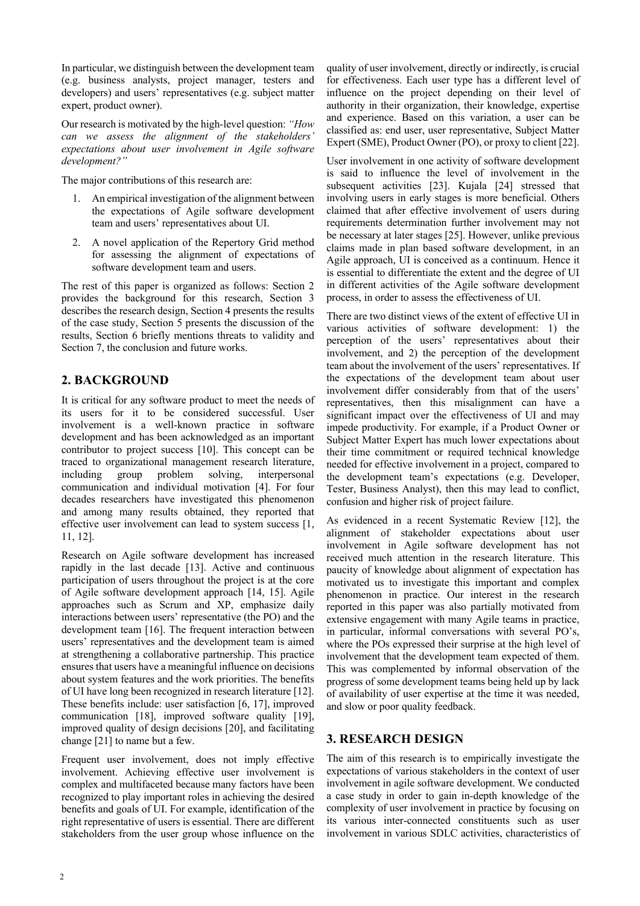In particular, we distinguish between the development team (e.g. business analysts, project manager, testers and developers) and users' representatives (e.g. subject matter expert, product owner).

Our research is motivated by the high-level question: *"How can we assess the alignment of the stakeholders' expectations about user involvement in Agile software development?"*

The major contributions of this research are:

1. An empirical investigation of the alignment between the expectations of Agile software development team and users' representatives about UI.
2. A novel application of the Repertory Grid method for assessing the alignment of expectations of software development team and users.

The rest of this paper is organized as follows: Section 2 provides the background for this research, Section 3 describes the research design, Section 4 presents the results of the case study, Section 5 presents the discussion of the results, Section 6 briefly mentions threats to validity and Section 7, the conclusion and future works.

## 2. BACKGROUND

It is critical for any software product to meet the needs of its users for it to be considered successful. User involvement is a well-known practice in software development and has been acknowledged as an important contributor to project success [10]. This concept can be traced to organizational management research literature, including group problem solving, interpersonal communication and individual motivation [4]. For four decades researchers have investigated this phenomenon and among many results obtained, they reported that effective user involvement can lead to system success [1, 11, 12].

Research on Agile software development has increased rapidly in the last decade [13]. Active and continuous participation of users throughout the project is at the core of Agile software development approach [14, 15]. Agile approaches such as Scrum and XP, emphasize daily interactions between users' representative (the PO) and the development team [16]. The frequent interaction between users' representatives and the development team is aimed at strengthening a collaborative partnership. This practice ensures that users have a meaningful influence on decisions about system features and the work priorities. The benefits of UI have long been recognized in research literature [12]. These benefits include: user satisfaction [6, 17], improved communication [18], improved software quality [19], improved quality of design decisions [20], and facilitating change [21] to name but a few.

Frequent user involvement, does not imply effective involvement. Achieving effective user involvement is complex and multifaceted because many factors have been recognized to play important roles in achieving the desired benefits and goals of UI. For example, identification of the right representative of users is essential. There are different stakeholders from the user group whose influence on the quality of user involvement, directly or indirectly, is crucial for effectiveness. Each user type has a different level of influence on the project depending on their level of authority in their organization, their knowledge, expertise and experience. Based on this variation, a user can be classified as: end user, user representative, Subject Matter Expert (SME), Product Owner (PO), or proxy to client [22].

User involvement in one activity of software development is said to influence the level of involvement in the subsequent activities [23]. Kujala [24] stressed that involving users in early stages is more beneficial. Others claimed that after effective involvement of users during requirements determination further involvement may not be necessary at later stages [25]. However, unlike previous claims made in plan based software development, in an Agile approach, UI is conceived as a continuum. Hence it is essential to differentiate the extent and the degree of UI in different activities of the Agile software development process, in order to assess the effectiveness of UI.

There are two distinct views of the extent of effective UI in various activities of software development: 1) the perception of the users' representatives about their involvement, and 2) the perception of the development team about the involvement of the users' representatives. If the expectations of the development team about user involvement differ considerably from that of the users' representatives, then this misalignment can have a significant impact over the effectiveness of UI and may impede productivity. For example, if a Product Owner or Subject Matter Expert has much lower expectations about their time commitment or required technical knowledge needed for effective involvement in a project, compared to the development team's expectations (e.g. Developer, Tester, Business Analyst), then this may lead to conflict, confusion and higher risk of project failure.

As evidenced in a recent Systematic Review [12], the alignment of stakeholder expectations about user involvement in Agile software development has not received much attention in the research literature. This paucity of knowledge about alignment of expectation has motivated us to investigate this important and complex phenomenon in practice. Our interest in the research reported in this paper was also partially motivated from extensive engagement with many Agile teams in practice, in particular, informal conversations with several PO's, where the POs expressed their surprise at the high level of involvement that the development team expected of them. This was complemented by informal observation of the progress of some development teams being held up by lack of availability of user expertise at the time it was needed, and slow or poor quality feedback.

## 3. RESEARCH DESIGN

The aim of this research is to empirically investigate the expectations of various stakeholders in the context of user involvement in agile software development. We conducted a case study in order to gain in-depth knowledge of the complexity of user involvement in practice by focusing on its various inter-connected constituents such as user involvement in various SDLC activities, characteristics of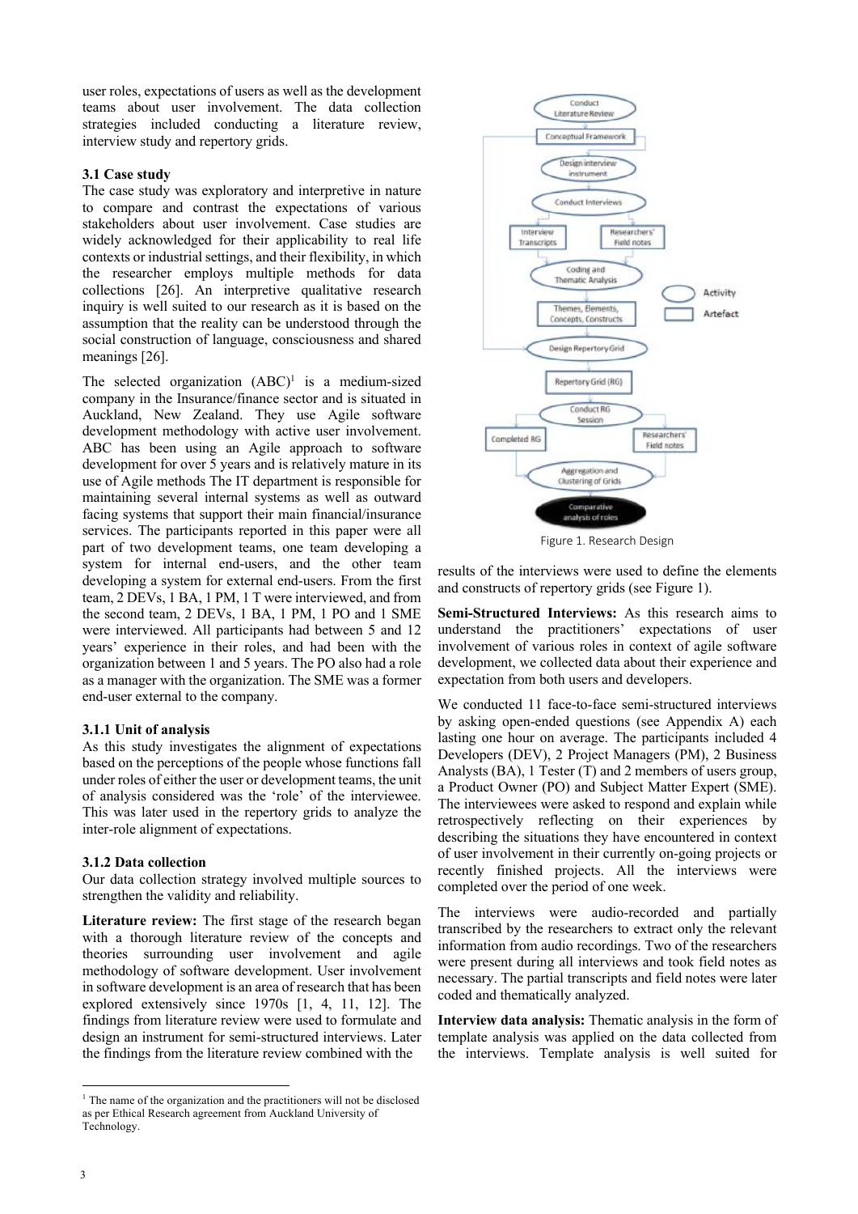user roles, expectations of users as well as the development teams about user involvement. The data collection strategies included conducting a literature review, interview study and repertory grids.

### 3.1 Case study

The case study was exploratory and interpretive in nature to compare and contrast the expectations of various stakeholders about user involvement. Case studies are widely acknowledged for their applicability to real life contexts or industrial settings, and their flexibility, in which the researcher employs multiple methods for data collections [26]. An interpretive qualitative research inquiry is well suited to our research as it is based on the assumption that the reality can be understood through the social construction of language, consciousness and shared meanings [26].

The selected organization (ABC)[1] is a medium-sized company in the Insurance/finance sector and is situated in Auckland, New Zealand. They use Agile software development methodology with active user involvement. ABC has been using an Agile approach to software development for over 5 years and is relatively mature in its use of Agile methods The IT department is responsible for maintaining several internal systems as well as outward facing systems that support their main financial/insurance services. The participants reported in this paper were all part of two development teams, one team developing a system for internal end-users, and the other team developing a system for external end-users. From the first team, 2 DEVs, 1 BA, 1 PM, 1 T were interviewed, and from the second team, 2 DEVs, 1 BA, 1 PM, 1 PO and 1 SME were interviewed. All participants had between 5 and 12 years' experience in their roles, and had been with the organization between 1 and 5 years. The PO also had a role as a manager with the organization. The SME was a former end-user external to the company.

#### 3.1.1 Unit of analysis

As this study investigates the alignment of expectations based on the perceptions of the people whose functions fall under roles of either the user or development teams, the unit of analysis considered was the 'role' of the interviewee. This was later used in the repertory grids to analyze the inter-role alignment of expectations.

#### 3.1.2 Data collection

Our data collection strategy involved multiple sources to strengthen the validity and reliability.

**Literature review:** The first stage of the research began with a thorough literature review of the concepts and theories surrounding user involvement and agile methodology of software development. User involvement in software development is an area of research that has been explored extensively since 1970s [1, 4, 11, 12]. The findings from literature review were used to formulate and design an instrument for semi-structured interviews. Later the findings from the literature review combined with the results of the interviews were used to define the elements and constructs of repertory grids (see Figure 1).

Figure 1. Research Design

**Semi-Structured Interviews:** As this research aims to understand the practitioners' expectations of user involvement of various roles in context of agile software development, we collected data about their experience and expectation from both users and developers.

We conducted 11 face-to-face semi-structured interviews by asking open-ended questions (see Appendix A) each lasting one hour on average. The participants included 4 Developers (DEV), 2 Project Managers (PM), 2 Business Analysts (BA), 1 Tester (T) and 2 members of users group, a Product Owner (PO) and Subject Matter Expert (SME). The interviewees were asked to respond and explain while retrospectively reflecting on their experiences by describing the situations they have encountered in context of user involvement in their currently on-going projects or recently finished projects. All the interviews were completed over the period of one week.

The interviews were audio-recorded and partially transcribed by the researchers to extract only the relevant information from audio recordings. Two of the researchers were present during all interviews and took field notes as necessary. The partial transcripts and field notes were later coded and thematically analyzed.

**Interview data analysis:** Thematic analysis in the form of template analysis was applied on the data collected from the interviews. Template analysis is well suited for

[1] The name of the organization and the practitioners will not be disclosed as per Ethical Research agreement from Auckland University of Technology.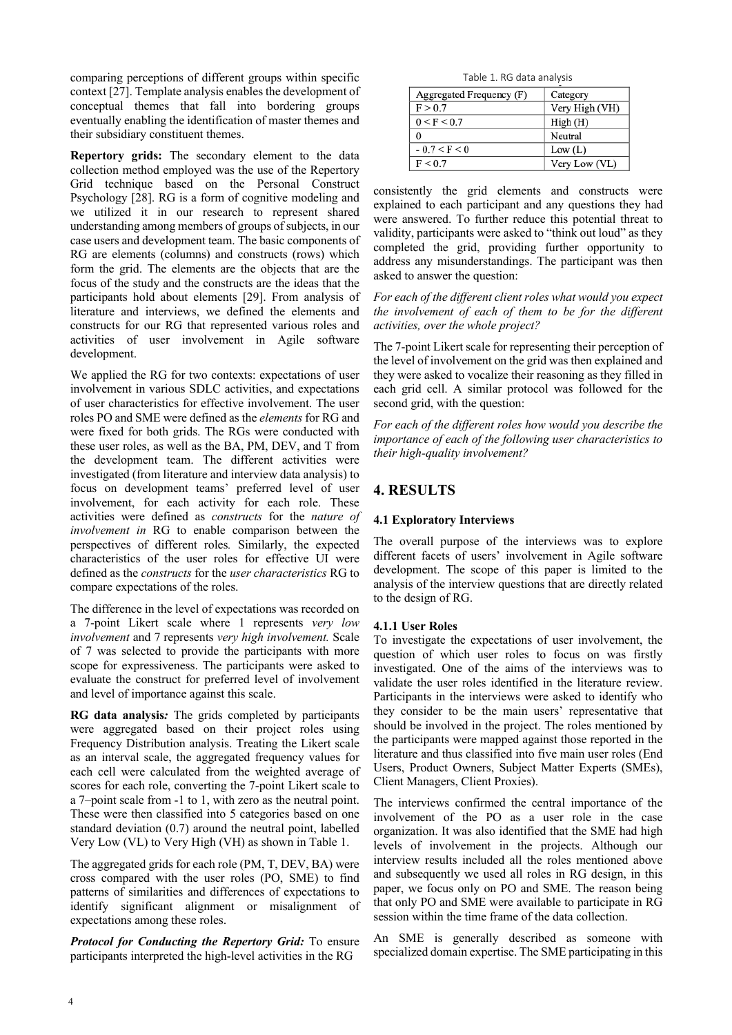comparing perceptions of different groups within specific context [27]. Template analysis enables the development of conceptual themes that fall into bordering groups eventually enabling the identification of master themes and their subsidiary constituent themes.

**Repertory grids:** The secondary element to the data collection method employed was the use of the Repertory Grid technique based on the Personal Construct Psychology [28]. RG is a form of cognitive modeling and we utilized it in our research to represent shared understanding among members of groups of subjects, in our case users and development team. The basic components of RG are elements (columns) and constructs (rows) which form the grid. The elements are the objects that are the focus of the study and the constructs are the ideas that the participants hold about elements [29]. From analysis of literature and interviews, we defined the elements and constructs for our RG that represented various roles and activities of user involvement in Agile software development.

We applied the RG for two contexts: expectations of user involvement in various SDLC activities, and expectations of user characteristics for effective involvement. The user roles PO and SME were defined as the *elements* for RG and were fixed for both grids. The RGs were conducted with these user roles, as well as the BA, PM, DEV, and T from the development team. The different activities were investigated (from literature and interview data analysis) to focus on development teams' preferred level of user involvement, for each activity for each role. These activities were defined as *constructs* for the *nature of involvement in* RG to enable comparison between the perspectives of different roles*.* Similarly, the expected characteristics of the user roles for effective UI were defined as the *constructs* for the *user characteristics* RG to compare expectations of the roles.

The difference in the level of expectations was recorded on a 7-point Likert scale where 1 represents *very low involvement* and 7 represents *very high involvement.* Scale of 7 was selected to provide the participants with more scope for expressiveness. The participants were asked to evaluate the construct for preferred level of involvement and level of importance against this scale.

**RG data analysis*:*** The grids completed by participants were aggregated based on their project roles using Frequency Distribution analysis. Treating the Likert scale as an interval scale, the aggregated frequency values for each cell were calculated from the weighted average of scores for each role, converting the 7-point Likert scale to a 7–point scale from -1 to 1, with zero as the neutral point. These were then classified into 5 categories based on one standard deviation (0.7) around the neutral point, labelled Very Low (VL) to Very High (VH) as shown in Table 1.

The aggregated grids for each role (PM, T, DEV, BA) were cross compared with the user roles (PO, SME) to find patterns of similarities and differences of expectations to identify significant alignment or misalignment of expectations among these roles.

***Protocol for Conducting the Repertory Grid:*** To ensure participants interpreted the high-level activities in the RG consistently the grid elements and constructs were explained to each participant and any questions they had were answered. To further reduce this potential threat to validity, participants were asked to "think out loud" as they completed the grid, providing further opportunity to address any misunderstandings. The participant was then asked to answer the question:

*For each of the different client roles what would you expect the involvement of each of them to be for the different activities, over the whole project?*

The 7-point Likert scale for representing their perception of the level of involvement on the grid was then explained and they were asked to vocalize their reasoning as they filled in each grid cell. A similar protocol was followed for the second grid, with the question:

*For each of the different roles how would you describe the importance of each of the following user characteristics to their high-quality involvement?*

Table 1. RG data analysis

| Aggregated Frequency (F) | Category |
| --- | --- |
| $F > 0.7$ | Very High (VH) |
| $0 < F < 0.7$ | High (H) |
| 0 | Neutral |
| $-0.7 < F < 0$ | Low (L) |
| $F < 0.7$ | Very Low (VL) |

## 4. RESULTS

### 4.1 Exploratory Interviews

The overall purpose of the interviews was to explore different facets of users' involvement in Agile software development. The scope of this paper is limited to the analysis of the interview questions that are directly related to the design of RG.

#### 4.1.1 User Roles

To investigate the expectations of user involvement, the question of which user roles to focus on was firstly investigated. One of the aims of the interviews was to validate the user roles identified in the literature review. Participants in the interviews were asked to identify who they consider to be the main users' representative that should be involved in the project. The roles mentioned by the participants were mapped against those reported in the literature and thus classified into five main user roles (End Users, Product Owners, Subject Matter Experts (SMEs), Client Managers, Client Proxies).

The interviews confirmed the central importance of the involvement of the PO as a user role in the case organization. It was also identified that the SME had high levels of involvement in the projects. Although our interview results included all the roles mentioned above and subsequently we used all roles in RG design, in this paper, we focus only on PO and SME. The reason being that only PO and SME were available to participate in RG session within the time frame of the data collection.

An SME is generally described as someone with specialized domain expertise. The SME participating in this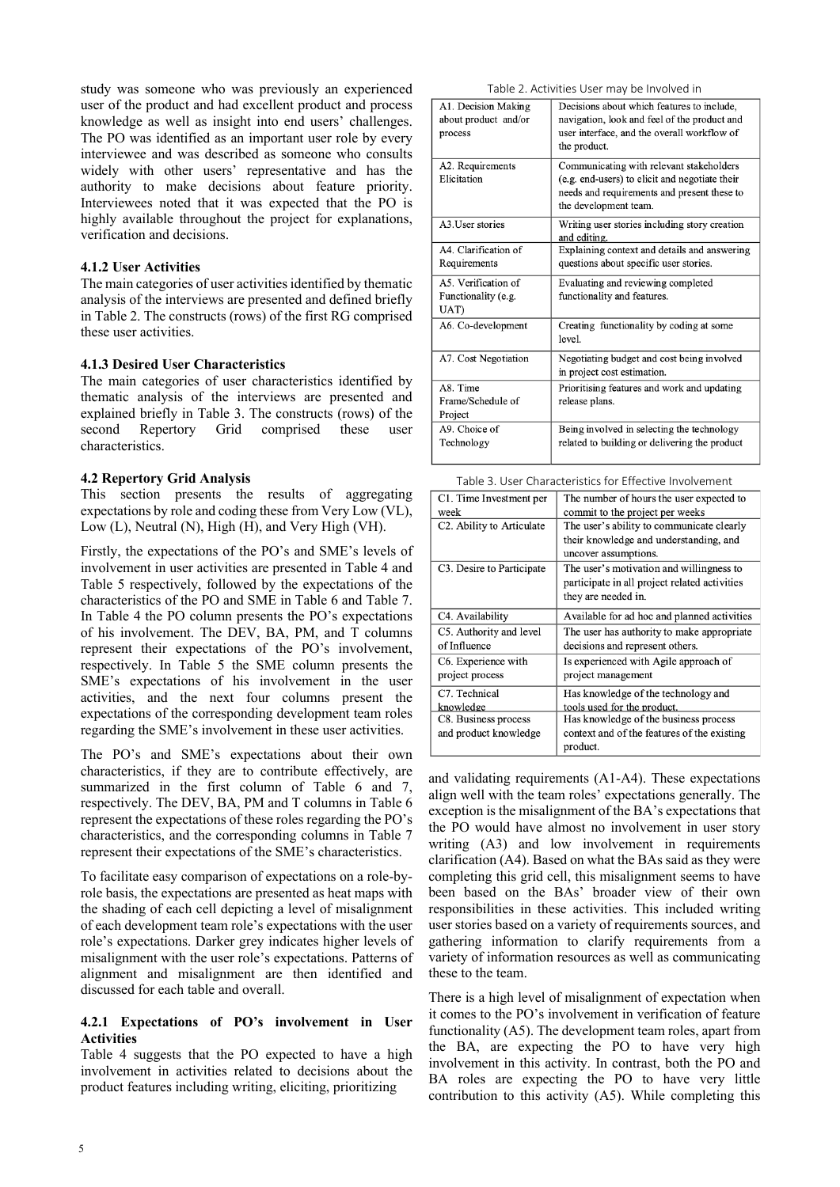study was someone who was previously an experienced user of the product and had excellent product and process knowledge as well as insight into end users' challenges. The PO was identified as an important user role by every interviewee and was described as someone who consults widely with other users' representative and has the authority to make decisions about feature priority. Interviewees noted that it was expected that the PO is highly available throughout the project for explanations, verification and decisions.

### 4.1.2 User Activities

The main categories of user activities identified by thematic analysis of the interviews are presented and defined briefly in Table 2. The constructs (rows) of the first RG comprised these user activities.

### 4.1.3 Desired User Characteristics

The main categories of user characteristics identified by thematic analysis of the interviews are presented and explained briefly in Table 3. The constructs (rows) of the second Repertory Grid comprised these user characteristics.

## 4.2 Repertory Grid Analysis

This section presents the results of aggregating expectations by role and coding these from Very Low (VL), Low (L), Neutral (N), High (H), and Very High (VH).

Firstly, the expectations of the PO's and SME's levels of involvement in user activities are presented in Table 4 and Table 5 respectively, followed by the expectations of the characteristics of the PO and SME in Table 6 and Table 7. In Table 4 the PO column presents the PO's expectations of his involvement. The DEV, BA, PM, and T columns represent their expectations of the PO's involvement, respectively. In Table 5 the SME column presents the SME's expectations of his involvement in the user activities, and the next four columns present the expectations of the corresponding development team roles regarding the SME's involvement in these user activities.

The PO's and SME's expectations about their own characteristics, if they are to contribute effectively, are summarized in the first column of Table 6 and 7, respectively. The DEV, BA, PM and T columns in Table 6 represent the expectations of these roles regarding the PO's characteristics, and the corresponding columns in Table 7 represent their expectations of the SME's characteristics.

To facilitate easy comparison of expectations on a role-by-role basis, the expectations are presented as heat maps with the shading of each cell depicting a level of misalignment of each development team role's expectations with the user role's expectations. Darker grey indicates higher levels of misalignment with the user role's expectations. Patterns of alignment and misalignment are then identified and discussed for each table and overall.

### 4.2.1 Expectations of PO's involvement in User Activities

Table 4 suggests that the PO expected to have a high involvement in activities related to decisions about the product features including writing, eliciting, prioritizing and validating requirements (A1-A4). These expectations align well with the team roles' expectations generally. The exception is the misalignment of the BA's expectations that the PO would have almost no involvement in user story writing (A3) and low involvement in requirements clarification (A4). Based on what the BAs said as they were completing this grid cell, this misalignment seems to have been based on the BAs' broader view of their own responsibilities in these activities. This included writing user stories based on a variety of requirements sources, and gathering information to clarify requirements from a variety of information resources as well as communicating these to the team.

There is a high level of misalignment of expectation when it comes to the PO's involvement in verification of feature functionality (A5). The development team roles, apart from the BA, are expecting the PO to have very high involvement in this activity. In contrast, both the PO and BA roles are expecting the PO to have very little contribution to this activity (A5). While completing this

Table 2. Activities User may be Involved in

| Activity | Description |
|---|---|
| A1. Decision Making about product and/or process | Decisions about which features to include, navigation, look and feel of the product and user interface, and the overall workflow of the product. |
| A2. Requirements Elicitation | Communicating with relevant stakeholders (e.g. end-users) to elicit and negotiate their needs and requirements and present these to the development team. |
| A3.User stories | Writing user stories including story creation and editing. |
| A4. Clarification of Requirements | Explaining context and details and answering questions about specific user stories. |
| A5. Verification of Functionality (e.g. UAT) | Evaluating and reviewing completed functionality and features. |
| A6. Co-development | Creating functionality by coding at some level. |
| A7. Cost Negotiation | Negotiating budget and cost being involved in project cost estimation. |
| A8. Time Frame/Schedule of Project | Prioritising features and work and updating release plans. |
| A9. Choice of Technology | Being involved in selecting the technology related to building or delivering the product |

Table 3. User Characteristics for Effective Involvement

| Characteristic | Description |
|---|---|
| C1. Time Investment per week | The number of hours the user expected to commit to the project per weeks |
| C2. Ability to Articulate | The user's ability to communicate clearly their knowledge and understanding, and uncover assumptions. |
| C3. Desire to Participate | The user's motivation and willingness to participate in all project related activities they are needed in. |
| C4. Availability | Available for ad hoc and planned activities |
| C5. Authority and level of Influence | The user has authority to make appropriate decisions and represent others. |
| C6. Experience with project process | Is experienced with Agile approach of project management |
| C7. Technical knowledge | Has knowledge of the technology and tools used for the product. |
| C8. Business process and product knowledge | Has knowledge of the business process context and of the features of the existing product. |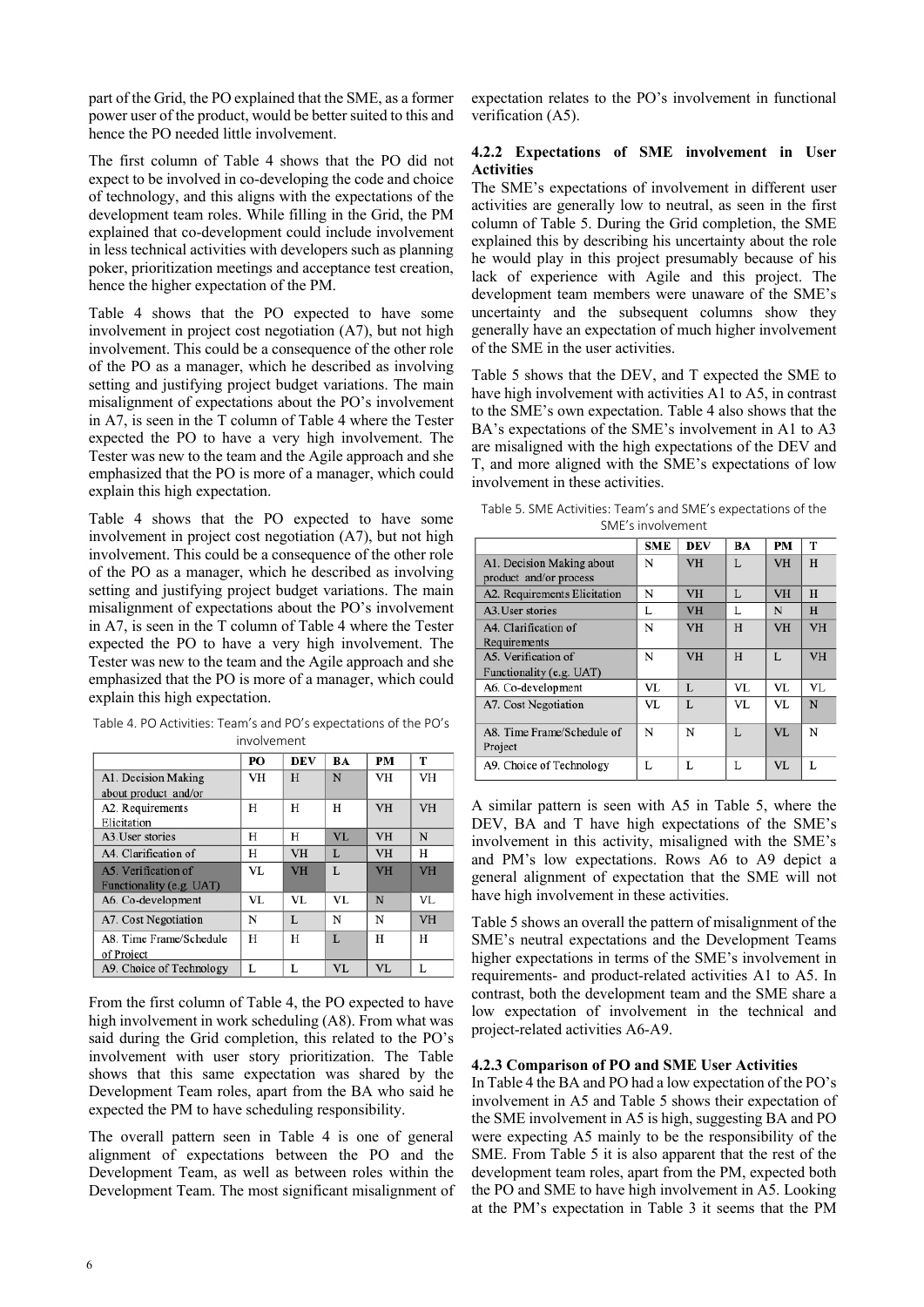part of the Grid, the PO explained that the SME, as a former power user of the product, would be better suited to this and hence the PO needed little involvement.

The first column of Table 4 shows that the PO did not expect to be involved in co-developing the code and choice of technology, and this aligns with the expectations of the development team roles. While filling in the Grid, the PM explained that co-development could include involvement in less technical activities with developers such as planning poker, prioritization meetings and acceptance test creation, hence the higher expectation of the PM.

Table 4 shows that the PO expected to have some involvement in project cost negotiation (A7), but not high involvement. This could be a consequence of the other role of the PO as a manager, which he described as involving setting and justifying project budget variations. The main misalignment of expectations about the PO's involvement in A7, is seen in the T column of Table 4 where the Tester expected the PO to have a very high involvement. The Tester was new to the team and the Agile approach and she emphasized that the PO is more of a manager, which could explain this high expectation.

Table 4 shows that the PO expected to have some involvement in project cost negotiation (A7), but not high involvement. This could be a consequence of the other role of the PO as a manager, which he described as involving setting and justifying project budget variations. The main misalignment of expectations about the PO's involvement in A7, is seen in the T column of Table 4 where the Tester expected the PO to have a very high involvement. The Tester was new to the team and the Agile approach and she emphasized that the PO is more of a manager, which could explain this high expectation.

Table 4. PO Activities: Team's and PO's expectations of the PO's involvement

| | PO | DEV | BA | PM | T |
|---|---|---|---|---|---|
| A1. Decision Making about product and/or | VH | H | N | VH | VH |
| A2. Requirements Elicitation | H | H | H | VH | VH |
| A3.User stories | H | H | VL | VH | N |
| A4. Clarification of | H | VH | L | VH | H |
| A5. Verification of Functionality (e.g. UAT) | VL | VH | L | VH | VH |
| A6. Co-development | VL | VL | VL | N | VL |
| A7. Cost Negotiation | N | L | N | N | VH |
| A8. Time Frame/Schedule of Project | H | H | L | H | H |
| A9. Choice of Technology | L | L | VL | VL | L |

From the first column of Table 4, the PO expected to have high involvement in work scheduling (A8). From what was said during the Grid completion, this related to the PO's involvement with user story prioritization. The Table shows that this same expectation was shared by the Development Team roles, apart from the BA who said he expected the PM to have scheduling responsibility.

The overall pattern seen in Table 4 is one of general alignment of expectations between the PO and the Development Team, as well as between roles within the Development Team. The most significant misalignment of expectation relates to the PO's involvement in functional verification (A5).

### 4.2.2 Expectations of SME involvement in User Activities

The SME's expectations of involvement in different user activities are generally low to neutral, as seen in the first column of Table 5. During the Grid completion, the SME explained this by describing his uncertainty about the role he would play in this project presumably because of his lack of experience with Agile and this project. The development team members were unaware of the SME's uncertainty and the subsequent columns show they generally have an expectation of much higher involvement of the SME in the user activities.

Table 5 shows that the DEV, and T expected the SME to have high involvement with activities A1 to A5, in contrast to the SME's own expectation. Table 4 also shows that the BA's expectations of the SME's involvement in A1 to A3 are misaligned with the high expectations of the DEV and T, and more aligned with the SME's expectations of low involvement in these activities.

Table 5. SME Activities: Team's and SME's expectations of the SME's involvement

| | SME | DEV | BA | PM | T |
|---|---|---|---|---|---|
| A1. Decision Making about product and/or process | N | VH | L | VH | H |
| A2. Requirements Elicitation | N | VH | L | VH | H |
| A3.User stories | L | VH | L | N | H |
| A4. Clarification of Requirements | N | VH | H | VH | VH |
| A5. Verification of Functionality (e.g. UAT) | N | VH | H | L | VH |
| A6. Co-development | VL | L | VL | VL | VL |
| A7. Cost Negotiation | VL | L | VL | VL | N |
| A8. Time Frame/Schedule of Project | N | N | L | VL | N |
| A9. Choice of Technology | L | L | L | VL | L |

A similar pattern is seen with A5 in Table 5, where the DEV, BA and T have high expectations of the SME's involvement in this activity, misaligned with the SME's and PM's low expectations. Rows A6 to A9 depict a general alignment of expectation that the SME will not have high involvement in these activities.

Table 5 shows an overall the pattern of misalignment of the SME's neutral expectations and the Development Teams higher expectations in terms of the SME's involvement in requirements- and product-related activities A1 to A5. In contrast, both the development team and the SME share a low expectation of involvement in the technical and project-related activities A6-A9.

### 4.2.3 Comparison of PO and SME User Activities

In Table 4 the BA and PO had a low expectation of the PO's involvement in A5 and Table 5 shows their expectation of the SME involvement in A5 is high, suggesting BA and PO were expecting A5 mainly to be the responsibility of the SME. From Table 5 it is also apparent that the rest of the development team roles, apart from the PM, expected both the PO and SME to have high involvement in A5. Looking at the PM's expectation in Table 3 it seems that the PM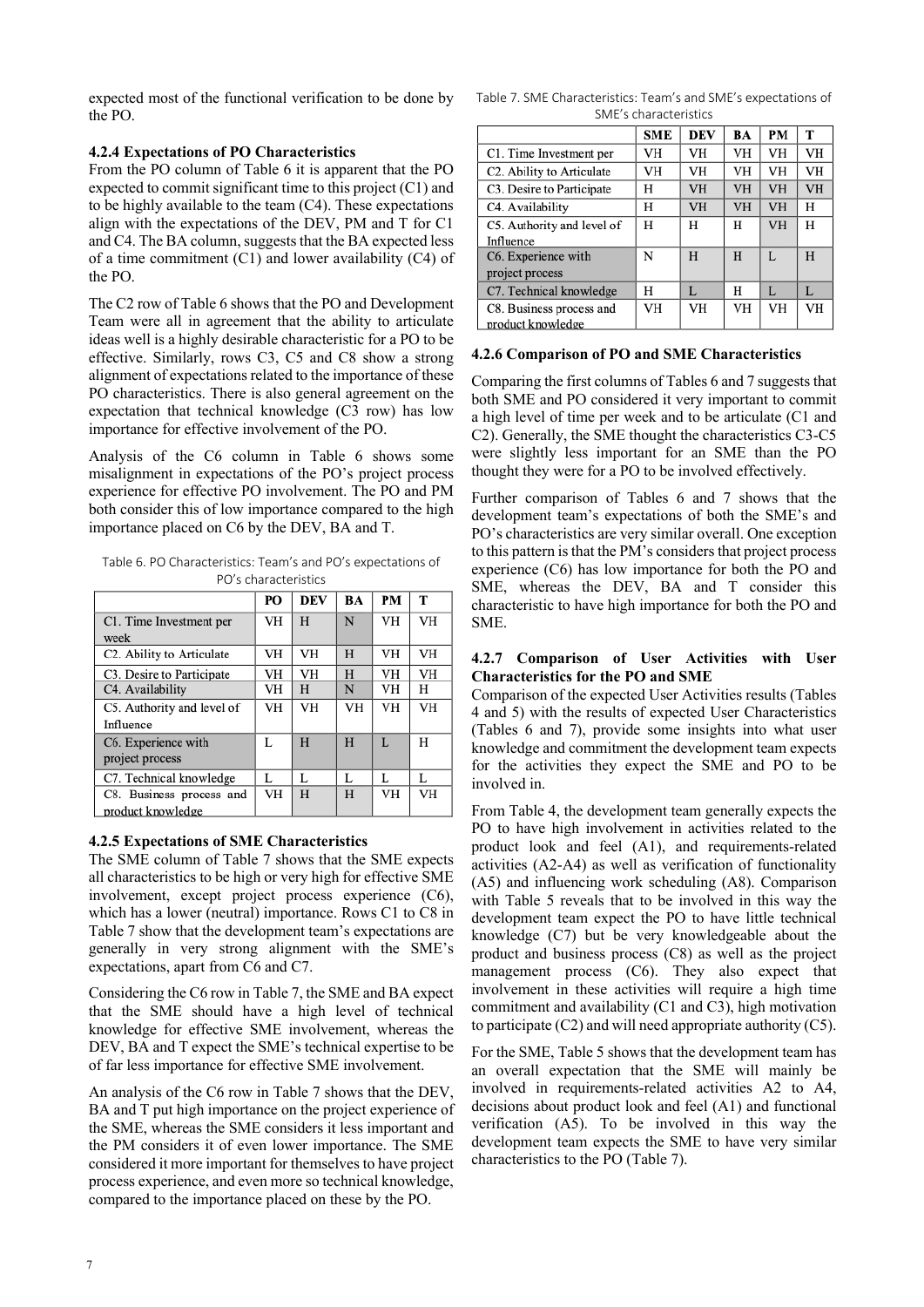expected most of the functional verification to be done by the PO.

### 4.2.4 Expectations of PO Characteristics

From the PO column of Table 6 it is apparent that the PO expected to commit significant time to this project (C1) and to be highly available to the team (C4). These expectations align with the expectations of the DEV, PM and T for C1 and C4. The BA column, suggests that the BA expected less of a time commitment (C1) and lower availability (C4) of the PO.

The C2 row of Table 6 shows that the PO and Development Team were all in agreement that the ability to articulate ideas well is a highly desirable characteristic for a PO to be effective. Similarly, rows C3, C5 and C8 show a strong alignment of expectations related to the importance of these PO characteristics. There is also general agreement on the expectation that technical knowledge (C3 row) has low importance for effective involvement of the PO.

Analysis of the C6 column in Table 6 shows some misalignment in expectations of the PO's project process experience for effective PO involvement. The PO and PM both consider this of low importance compared to the high importance placed on C6 by the DEV, BA and T.

Table 6. PO Characteristics: Team's and PO's expectations of PO's characteristics

| | PO | DEV | BA | PM | T |
|---|---|---|---|---|---|
| C1. Time Investment per week | VH | H | N | VH | VH |
| C2. Ability to Articulate | VH | VH | H | VH | VH |
| C3. Desire to Participate | VH | VH | H | VH | VH |
| C4. Availability | VH | H | N | VH | H |
| C5. Authority and level of Influence | VH | VH | VH | VH | VH |
| C6. Experience with project process | L | H | H | L | H |
| C7. Technical knowledge | L | L | L | L | L |
| C8. Business process and product knowledge | VH | H | H | VH | VH |

### 4.2.5 Expectations of SME Characteristics

The SME column of Table 7 shows that the SME expects all characteristics to be high or very high for effective SME involvement, except project process experience (C6), which has a lower (neutral) importance. Rows C1 to C8 in Table 7 show that the development team's expectations are generally in very strong alignment with the SME's expectations, apart from C6 and C7.

Considering the C6 row in Table 7, the SME and BA expect that the SME should have a high level of technical knowledge for effective SME involvement, whereas the DEV, BA and T expect the SME's technical expertise to be of far less importance for effective SME involvement.

An analysis of the C6 row in Table 7 shows that the DEV, BA and T put high importance on the project experience of the SME, whereas the SME considers it less important and the PM considers it of even lower importance. The SME considered it more important for themselves to have project process experience, and even more so technical knowledge, compared to the importance placed on these by the PO.

Table 7. SME Characteristics: Team's and SME's expectations of SME's characteristics

| | SME | DEV | BA | PM | T |
|---|---|---|---|---|---|
| C1. Time Investment per | VH | VH | VH | VH | VH |
| C2. Ability to Articulate | VH | VH | VH | VH | VH |
| C3. Desire to Participate | H | VH | VH | VH | VH |
| C4. Availability | H | VH | VH | VH | H |
| C5. Authority and level of Influence | H | H | H | VH | H |
| C6. Experience with project process | N | H | H | L | H |
| C7. Technical knowledge | H | L | H | L | L |
| C8. Business process and product knowledge | VH | VH | VH | VH | VH |

### 4.2.6 Comparison of PO and SME Characteristics

Comparing the first columns of Tables 6 and 7 suggests that both SME and PO considered it very important to commit a high level of time per week and to be articulate (C1 and C2). Generally, the SME thought the characteristics C3-C5 were slightly less important for an SME than the PO thought they were for a PO to be involved effectively.

Further comparison of Tables 6 and 7 shows that the development team's expectations of both the SME's and PO's characteristics are very similar overall. One exception to this pattern is that the PM's considers that project process experience (C6) has low importance for both the PO and SME, whereas the DEV, BA and T consider this characteristic to have high importance for both the PO and SME.

### 4.2.7 Comparison of User Activities with User Characteristics for the PO and SME

Comparison of the expected User Activities results (Tables 4 and 5) with the results of expected User Characteristics (Tables 6 and 7), provide some insights into what user knowledge and commitment the development team expects for the activities they expect the SME and PO to be involved in.

From Table 4, the development team generally expects the PO to have high involvement in activities related to the product look and feel (A1), and requirements-related activities (A2-A4) as well as verification of functionality (A5) and influencing work scheduling (A8). Comparison with Table 5 reveals that to be involved in this way the development team expect the PO to have little technical knowledge (C7) but be very knowledgeable about the product and business process (C8) as well as the project management process (C6). They also expect that involvement in these activities will require a high time commitment and availability (C1 and C3), high motivation to participate (C2) and will need appropriate authority (C5).

For the SME, Table 5 shows that the development team has an overall expectation that the SME will mainly be involved in requirements-related activities A2 to A4, decisions about product look and feel (A1) and functional verification (A5). To be involved in this way the development team expects the SME to have very similar characteristics to the PO (Table 7).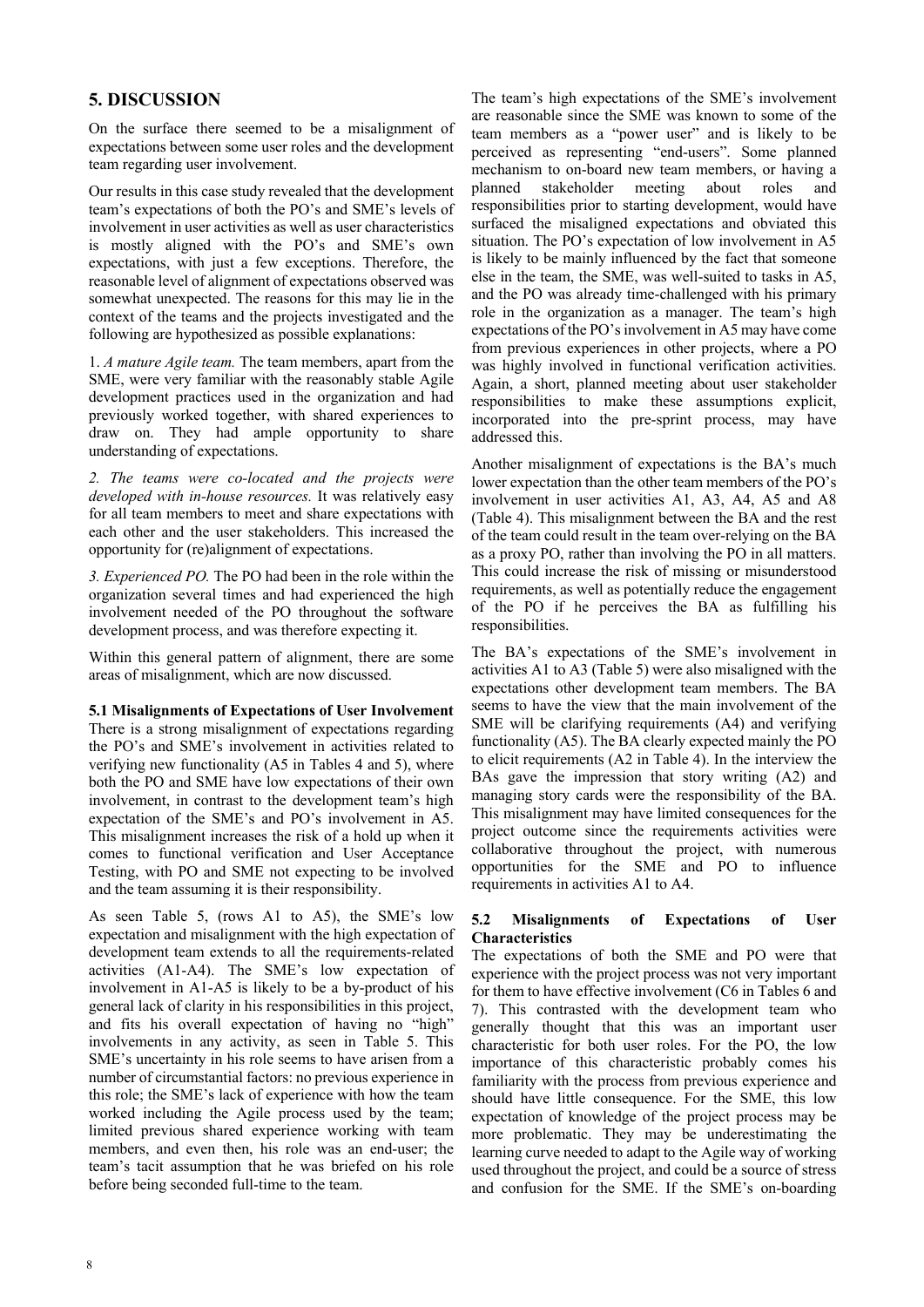## 5. DISCUSSION

On the surface there seemed to be a misalignment of expectations between some user roles and the development team regarding user involvement.

Our results in this case study revealed that the development team's expectations of both the PO's and SME's levels of involvement in user activities as well as user characteristics is mostly aligned with the PO's and SME's own expectations, with just a few exceptions. Therefore, the reasonable level of alignment of expectations observed was somewhat unexpected. The reasons for this may lie in the context of the teams and the projects investigated and the following are hypothesized as possible explanations:

1. *A mature Agile team.* The team members, apart from the SME, were very familiar with the reasonably stable Agile development practices used in the organization and had previously worked together, with shared experiences to draw on. They had ample opportunity to share understanding of expectations.

*2. The teams were co-located and the projects were developed with in-house resources.* It was relatively easy for all team members to meet and share expectations with each other and the user stakeholders. This increased the opportunity for (re)alignment of expectations.

*3. Experienced PO.* The PO had been in the role within the organization several times and had experienced the high involvement needed of the PO throughout the software development process, and was therefore expecting it.

Within this general pattern of alignment, there are some areas of misalignment, which are now discussed.

### 5.1 Misalignments of Expectations of User Involvement

There is a strong misalignment of expectations regarding the PO's and SME's involvement in activities related to verifying new functionality (A5 in Tables 4 and 5), where both the PO and SME have low expectations of their own involvement, in contrast to the development team's high expectation of the SME's and PO's involvement in A5. This misalignment increases the risk of a hold up when it comes to functional verification and User Acceptance Testing, with PO and SME not expecting to be involved and the team assuming it is their responsibility.

As seen Table 5, (rows A1 to A5), the SME's low expectation and misalignment with the high expectation of development team extends to all the requirements-related activities (A1-A4). The SME's low expectation of involvement in A1-A5 is likely to be a by-product of his general lack of clarity in his responsibilities in this project, and fits his overall expectation of having no "high" involvements in any activity, as seen in Table 5. This SME's uncertainty in his role seems to have arisen from a number of circumstantial factors: no previous experience in this role; the SME's lack of experience with how the team worked including the Agile process used by the team; limited previous shared experience working with team members, and even then, his role was an end-user; the team's tacit assumption that he was briefed on his role before being seconded full-time to the team.

The team's high expectations of the SME's involvement are reasonable since the SME was known to some of the team members as a "power user" and is likely to be perceived as representing "end-users". Some planned mechanism to on-board new team members, or having a planned stakeholder meeting about roles and responsibilities prior to starting development, would have surfaced the misaligned expectations and obviated this situation. The PO's expectation of low involvement in A5 is likely to be mainly influenced by the fact that someone else in the team, the SME, was well-suited to tasks in A5, and the PO was already time-challenged with his primary role in the organization as a manager. The team's high expectations of the PO's involvement in A5 may have come from previous experiences in other projects, where a PO was highly involved in functional verification activities. Again, a short, planned meeting about user stakeholder responsibilities to make these assumptions explicit, incorporated into the pre-sprint process, may have addressed this.

Another misalignment of expectations is the BA's much lower expectation than the other team members of the PO's involvement in user activities A1, A3, A4, A5 and A8 (Table 4). This misalignment between the BA and the rest of the team could result in the team over-relying on the BA as a proxy PO, rather than involving the PO in all matters. This could increase the risk of missing or misunderstood requirements, as well as potentially reduce the engagement of the PO if he perceives the BA as fulfilling his responsibilities.

The BA's expectations of the SME's involvement in activities A1 to A3 (Table 5) were also misaligned with the expectations other development team members. The BA seems to have the view that the main involvement of the SME will be clarifying requirements (A4) and verifying functionality (A5). The BA clearly expected mainly the PO to elicit requirements (A2 in Table 4). In the interview the BAs gave the impression that story writing (A2) and managing story cards were the responsibility of the BA. This misalignment may have limited consequences for the project outcome since the requirements activities were collaborative throughout the project, with numerous opportunities for the SME and PO to influence requirements in activities A1 to A4.

### 5.2 Misalignments of Expectations of User Characteristics

The expectations of both the SME and PO were that experience with the project process was not very important for them to have effective involvement (C6 in Tables 6 and 7). This contrasted with the development team who generally thought that this was an important user characteristic for both user roles. For the PO, the low importance of this characteristic probably comes his familiarity with the process from previous experience and should have little consequence. For the SME, this low expectation of knowledge of the project process may be more problematic. They may be underestimating the learning curve needed to adapt to the Agile way of working used throughout the project, and could be a source of stress and confusion for the SME. If the SME's on-boarding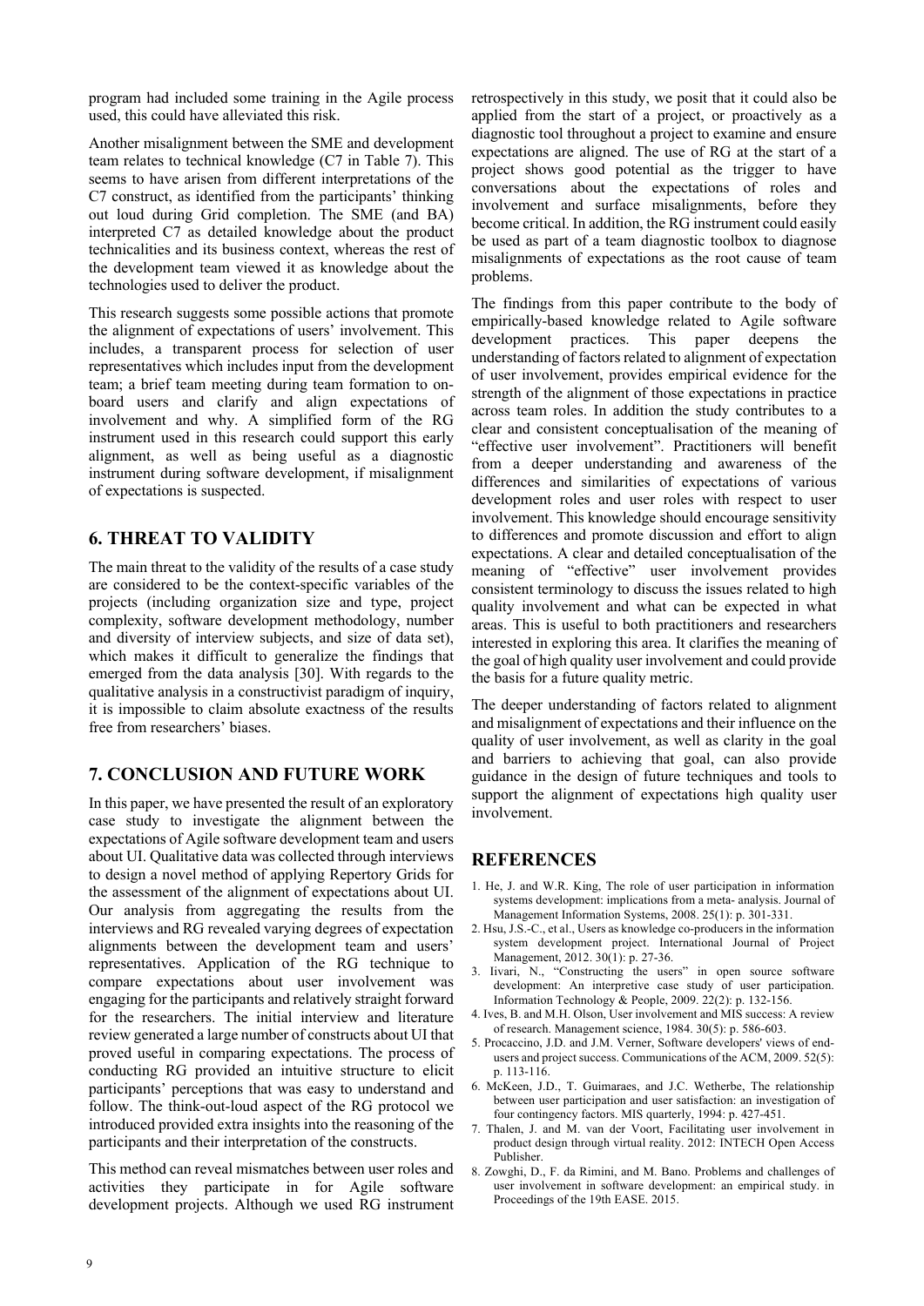program had included some training in the Agile process used, this could have alleviated this risk.

Another misalignment between the SME and development team relates to technical knowledge (C7 in Table 7). This seems to have arisen from different interpretations of the C7 construct, as identified from the participants' thinking out loud during Grid completion. The SME (and BA) interpreted C7 as detailed knowledge about the product technicalities and its business context, whereas the rest of the development team viewed it as knowledge about the technologies used to deliver the product.

This research suggests some possible actions that promote the alignment of expectations of users' involvement. This includes, a transparent process for selection of user representatives which includes input from the development team; a brief team meeting during team formation to on-board users and clarify and align expectations of involvement and why. A simplified form of the RG instrument used in this research could support this early alignment, as well as being useful as a diagnostic instrument during software development, if misalignment of expectations is suspected.

## 6. THREAT TO VALIDITY

The main threat to the validity of the results of a case study are considered to be the context-specific variables of the projects (including organization size and type, project complexity, software development methodology, number and diversity of interview subjects, and size of data set), which makes it difficult to generalize the findings that emerged from the data analysis [30]. With regards to the qualitative analysis in a constructivist paradigm of inquiry, it is impossible to claim absolute exactness of the results free from researchers' biases.

## 7. CONCLUSION AND FUTURE WORK

In this paper, we have presented the result of an exploratory case study to investigate the alignment between the expectations of Agile software development team and users about UI. Qualitative data was collected through interviews to design a novel method of applying Repertory Grids for the assessment of the alignment of expectations about UI. Our analysis from aggregating the results from the interviews and RG revealed varying degrees of expectation alignments between the development team and users' representatives. Application of the RG technique to compare expectations about user involvement was engaging for the participants and relatively straight forward for the researchers. The initial interview and literature review generated a large number of constructs about UI that proved useful in comparing expectations. The process of conducting RG provided an intuitive structure to elicit participants' perceptions that was easy to understand and follow. The think-out-loud aspect of the RG protocol we introduced provided extra insights into the reasoning of the participants and their interpretation of the constructs.

This method can reveal mismatches between user roles and activities they participate in for Agile software development projects. Although we used RG instrument retrospectively in this study, we posit that it could also be applied from the start of a project, or proactively as a diagnostic tool throughout a project to examine and ensure expectations are aligned. The use of RG at the start of a project shows good potential as the trigger to have conversations about the expectations of roles and involvement and surface misalignments, before they become critical. In addition, the RG instrument could easily be used as part of a team diagnostic toolbox to diagnose misalignments of expectations as the root cause of team problems.

The findings from this paper contribute to the body of empirically-based knowledge related to Agile software development practices. This paper deepens the understanding of factors related to alignment of expectation of user involvement, provides empirical evidence for the strength of the alignment of those expectations in practice across team roles. In addition the study contributes to a clear and consistent conceptualisation of the meaning of "effective user involvement". Practitioners will benefit from a deeper understanding and awareness of the differences and similarities of expectations of various development roles and user roles with respect to user involvement. This knowledge should encourage sensitivity to differences and promote discussion and effort to align expectations. A clear and detailed conceptualisation of the meaning of "effective" user involvement provides consistent terminology to discuss the issues related to high quality involvement and what can be expected in what areas. This is useful to both practitioners and researchers interested in exploring this area. It clarifies the meaning of the goal of high quality user involvement and could provide the basis for a future quality metric.

The deeper understanding of factors related to alignment and misalignment of expectations and their influence on the quality of user involvement, as well as clarity in the goal and barriers to achieving that goal, can also provide guidance in the design of future techniques and tools to support the alignment of expectations high quality user involvement.

## REFERENCES

1. He, J. and W.R. King, The role of user participation in information systems development: implications from a meta- analysis. Journal of Management Information Systems, 2008. 25(1): p. 301-331.
2. Hsu, J.S.-C., et al., Users as knowledge co-producers in the information system development project. International Journal of Project Management, 2012. 30(1): p. 27-36.
3. Iivari, N., "Constructing the users" in open source software development: An interpretive case study of user participation. Information Technology & People, 2009. 22(2): p. 132-156.
4. Ives, B. and M.H. Olson, User involvement and MIS success: A review of research. Management science, 1984. 30(5): p. 586-603.
5. Procaccino, J.D. and J.M. Verner, Software developers' views of end-users and project success. Communications of the ACM, 2009. 52(5): p. 113-116.
6. McKeen, J.D., T. Guimaraes, and J.C. Wetherbe, The relationship between user participation and user satisfaction: an investigation of four contingency factors. MIS quarterly, 1994: p. 427-451.
7. Thalen, J. and M. van der Voort, Facilitating user involvement in product design through virtual reality. 2012: INTECH Open Access Publisher.
8. Zowghi, D., F. da Rimini, and M. Bano. Problems and challenges of user involvement in software development: an empirical study. in Proceedings of the 19th EASE. 2015.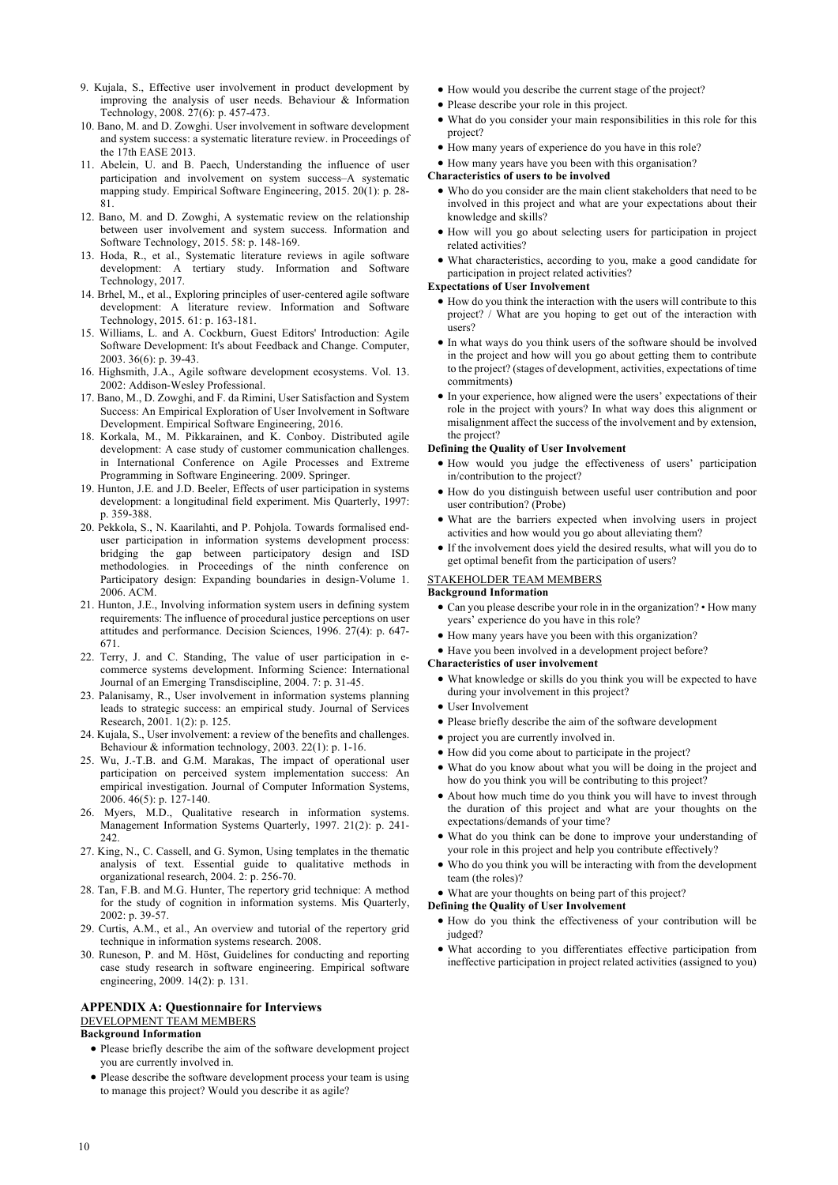9. Kujala, S., Effective user involvement in product development by improving the analysis of user needs. Behaviour & Information Technology, 2008. 27(6): p. 457-473.
10. Bano, M. and D. Zowghi. User involvement in software development and system success: a systematic literature review. in Proceedings of the 17th EASE 2013.
11. Abelein, U. and B. Paech, Understanding the influence of user participation and involvement on system success–A systematic mapping study. Empirical Software Engineering, 2015. 20(1): p. 28-81.
12. Bano, M. and D. Zowghi, A systematic review on the relationship between user involvement and system success. Information and Software Technology, 2015. 58: p. 148-169.
13. Hoda, R., et al., Systematic literature reviews in agile software development: A tertiary study. Information and Software Technology, 2017.
14. Brhel, M., et al., Exploring principles of user-centered agile software development: A literature review. Information and Software Technology, 2015. 61: p. 163-181.
15. Williams, L. and A. Cockburn, Guest Editors' Introduction: Agile Software Development: It's about Feedback and Change. Computer, 2003. 36(6): p. 39-43.
16. Highsmith, J.A., Agile software development ecosystems. Vol. 13. 2002: Addison-Wesley Professional.
17. Bano, M., D. Zowghi, and F. da Rimini, User Satisfaction and System Success: An Empirical Exploration of User Involvement in Software Development. Empirical Software Engineering, 2016.
18. Korkala, M., M. Pikkarainen, and K. Conboy. Distributed agile development: A case study of customer communication challenges. in International Conference on Agile Processes and Extreme Programming in Software Engineering. 2009. Springer.
19. Hunton, J.E. and J.D. Beeler, Effects of user participation in systems development: a longitudinal field experiment. Mis Quarterly, 1997: p. 359-388.
20. Pekkola, S., N. Kaarilahti, and P. Pohjola. Towards formalised end-user participation in information systems development process: bridging the gap between participatory design and ISD methodologies. in Proceedings of the ninth conference on Participatory design: Expanding boundaries in design-Volume 1. 2006. ACM.
21. Hunton, J.E., Involving information system users in defining system requirements: The influence of procedural justice perceptions on user attitudes and performance. Decision Sciences, 1996. 27(4): p. 647-671.
22. Terry, J. and C. Standing, The value of user participation in e-commerce systems development. Informing Science: International Journal of an Emerging Transdiscipline, 2004. 7: p. 31-45.
23. Palanisamy, R., User involvement in information systems planning leads to strategic success: an empirical study. Journal of Services Research, 2001. 1(2): p. 125.
24. Kujala, S., User involvement: a review of the benefits and challenges. Behaviour & information technology, 2003. 22(1): p. 1-16.
25. Wu, J.-T.B. and G.M. Marakas, The impact of operational user participation on perceived system implementation success: An empirical investigation. Journal of Computer Information Systems, 2006. 46(5): p. 127-140.
26. Myers, M.D., Qualitative research in information systems. Management Information Systems Quarterly, 1997. 21(2): p. 241-242.
27. King, N., C. Cassell, and G. Symon, Using templates in the thematic analysis of text. Essential guide to qualitative methods in organizational research, 2004. 2: p. 256-70.
28. Tan, F.B. and M.G. Hunter, The repertory grid technique: A method for the study of cognition in information systems. Mis Quarterly, 2002: p. 39-57.
29. Curtis, A.M., et al., An overview and tutorial of the repertory grid technique in information systems research. 2008.
30. Runeson, P. and M. Höst, Guidelines for conducting and reporting case study research in software engineering. Empirical software engineering, 2009. 14(2): p. 131.

## APPENDIX A: Questionnaire for Interviews

DEVELOPMENT TEAM MEMBERS

**Background Information**

- Please briefly describe the aim of the software development project you are currently involved in.
- Please describe the software development process your team is using to manage this project? Would you describe it as agile?
- How would you describe the current stage of the project?
- Please describe your role in this project.
- What do you consider your main responsibilities in this role for this project?
- How many years of experience do you have in this role?
- How many years have you been with this organisation?

**Characteristics of users to be involved**

- Who do you consider are the main client stakeholders that need to be involved in this project and what are your expectations about their knowledge and skills?
- How will you go about selecting users for participation in project related activities?
- What characteristics, according to you, make a good candidate for participation in project related activities?

**Expectations of User Involvement**

- How do you think the interaction with the users will contribute to this project? / What are you hoping to get out of the interaction with users?
- In what ways do you think users of the software should be involved in the project and how will you go about getting them to contribute to the project? (stages of development, activities, expectations of time commitments)
- In your experience, how aligned were the users' expectations of their role in the project with yours? In what way does this alignment or misalignment affect the success of the involvement and by extension, the project?

**Defining the Quality of User Involvement**

- How would you judge the effectiveness of users' participation in/contribution to the project?
- How do you distinguish between useful user contribution and poor user contribution? (Probe)
- What are the barriers expected when involving users in project activities and how would you go about alleviating them?
- If the involvement does yield the desired results, what will you do to get optimal benefit from the participation of users?

STAKEHOLDER TEAM MEMBERS

**Background Information**

- Can you please describe your role in in the organization? • How many years' experience do you have in this role?
- How many years have you been with this organization?
- Have you been involved in a development project before?

**Characteristics of user involvement**

- What knowledge or skills do you think you will be expected to have during your involvement in this project?
- User Involvement
- Please briefly describe the aim of the software development
- project you are currently involved in.
- How did you come about to participate in the project?
- What do you know about what you will be doing in the project and how do you think you will be contributing to this project?
- About how much time do you think you will have to invest through the duration of this project and what are your thoughts on the expectations/demands of your time?
- What do you think can be done to improve your understanding of your role in this project and help you contribute effectively?
- Who do you think you will be interacting with from the development team (the roles)?
- What are your thoughts on being part of this project?

**Defining the Quality of User Involvement**

- How do you think the effectiveness of your contribution will be judged?
- What according to you differentiates effective participation from ineffective participation in project related activities (assigned to you)